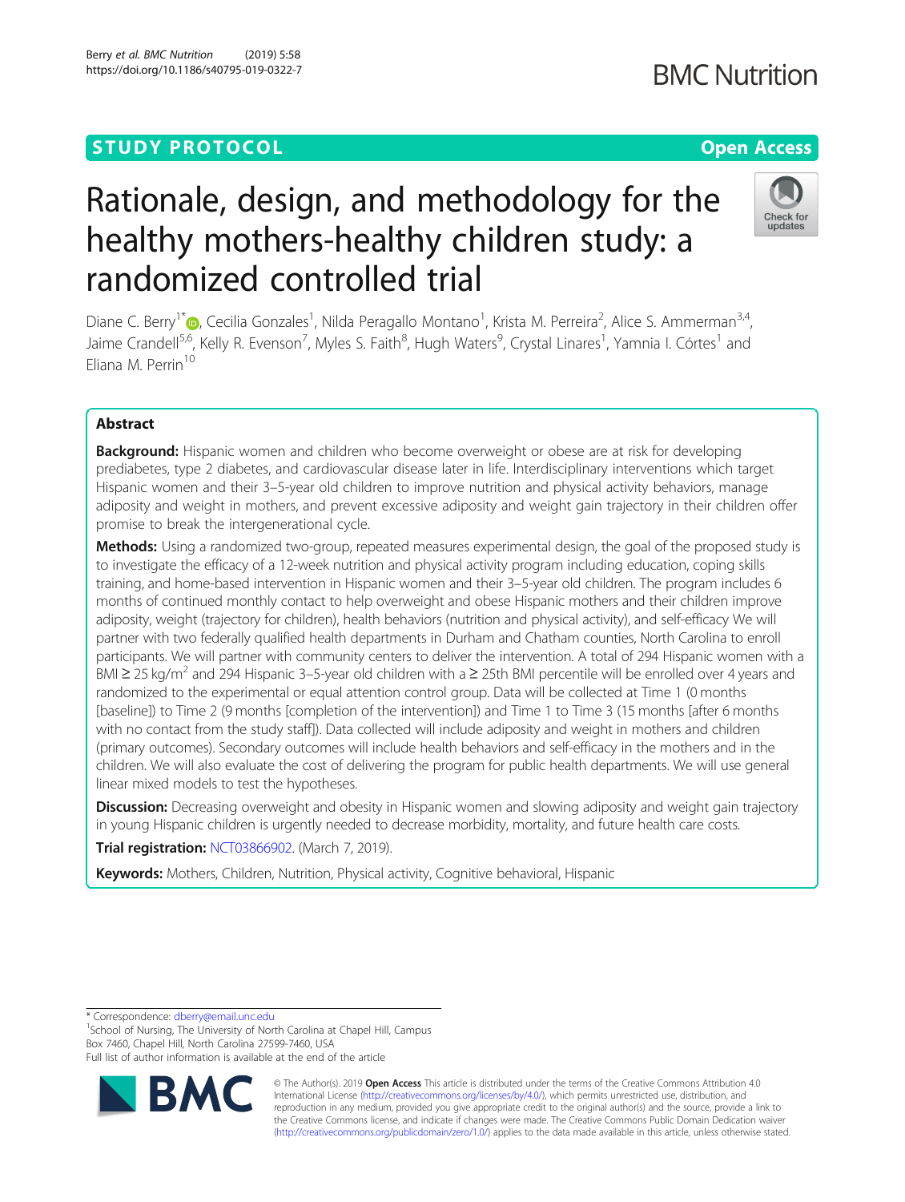STUDY PROTOCOL

Open Access

# Rationale, design, and methodology for the healthy mothers-healthy children study: a randomized controlled trial

Diane C. Berry[1*], Cecilia Gonzales[1], Nilda Peragallo Montano[1], Krista M. Perreira[2], Alice S. Ammerman[3,4], Jaime Crandell[5,6], Kelly R. Evenson[7], Myles S. Faith[8], Hugh Waters[9], Crystal Linares[1], Yamnia I. Córtes[1] and Eliana M. Perrin[10]

## Abstract

**Background:** Hispanic women and children who become overweight or obese are at risk for developing prediabetes, type 2 diabetes, and cardiovascular disease later in life. Interdisciplinary interventions which target Hispanic women and their 3–5-year old children to improve nutrition and physical activity behaviors, manage adiposity and weight in mothers, and prevent excessive adiposity and weight gain trajectory in their children offer promise to break the intergenerational cycle.

**Methods:** Using a randomized two-group, repeated measures experimental design, the goal of the proposed study is to investigate the efficacy of a 12-week nutrition and physical activity program including education, coping skills training, and home-based intervention in Hispanic women and their 3–5-year old children. The program includes 6 months of continued monthly contact to help overweight and obese Hispanic mothers and their children improve adiposity, weight (trajectory for children), health behaviors (nutrition and physical activity), and self-efficacy We will partner with two federally qualified health departments in Durham and Chatham counties, North Carolina to enroll participants. We will partner with community centers to deliver the intervention. A total of 294 Hispanic women with a BMI ≥ 25 kg/m$^2$ and 294 Hispanic 3–5-year old children with a ≥ 25th BMI percentile will be enrolled over 4 years and randomized to the experimental or equal attention control group. Data will be collected at Time 1 (0 months [baseline]) to Time 2 (9 months [completion of the intervention]) and Time 1 to Time 3 (15 months [after 6 months with no contact from the study staff]). Data collected will include adiposity and weight in mothers and children (primary outcomes). Secondary outcomes will include health behaviors and self-efficacy in the mothers and in the children. We will also evaluate the cost of delivering the program for public health departments. We will use general linear mixed models to test the hypotheses.

**Discussion:** Decreasing overweight and obesity in Hispanic women and slowing adiposity and weight gain trajectory in young Hispanic children is urgently needed to decrease morbidity, mortality, and future health care costs.

**Trial registration:** NCT03866902. (March 7, 2019).

**Keywords:** Mothers, Children, Nutrition, Physical activity, Cognitive behavioral, Hispanic

---

\* Correspondence: dberry@email.unc.edu

[1]School of Nursing, The University of North Carolina at Chapel Hill, Campus Box 7460, Chapel Hill, North Carolina 27599-7460, USA

Full list of author information is available at the end of the article

© The Author(s). 2019 **Open Access** This article is distributed under the terms of the Creative Commons Attribution 4.0 International License (http://creativecommons.org/licenses/by/4.0/), which permits unrestricted use, distribution, and reproduction in any medium, provided you give appropriate credit to the original author(s) and the source, provide a link to the Creative Commons license, and indicate if changes were made. The Creative Commons Public Domain Dedication waiver (http://creativecommons.org/publicdomain/zero/1.0/) applies to the data made available in this article, unless otherwise stated.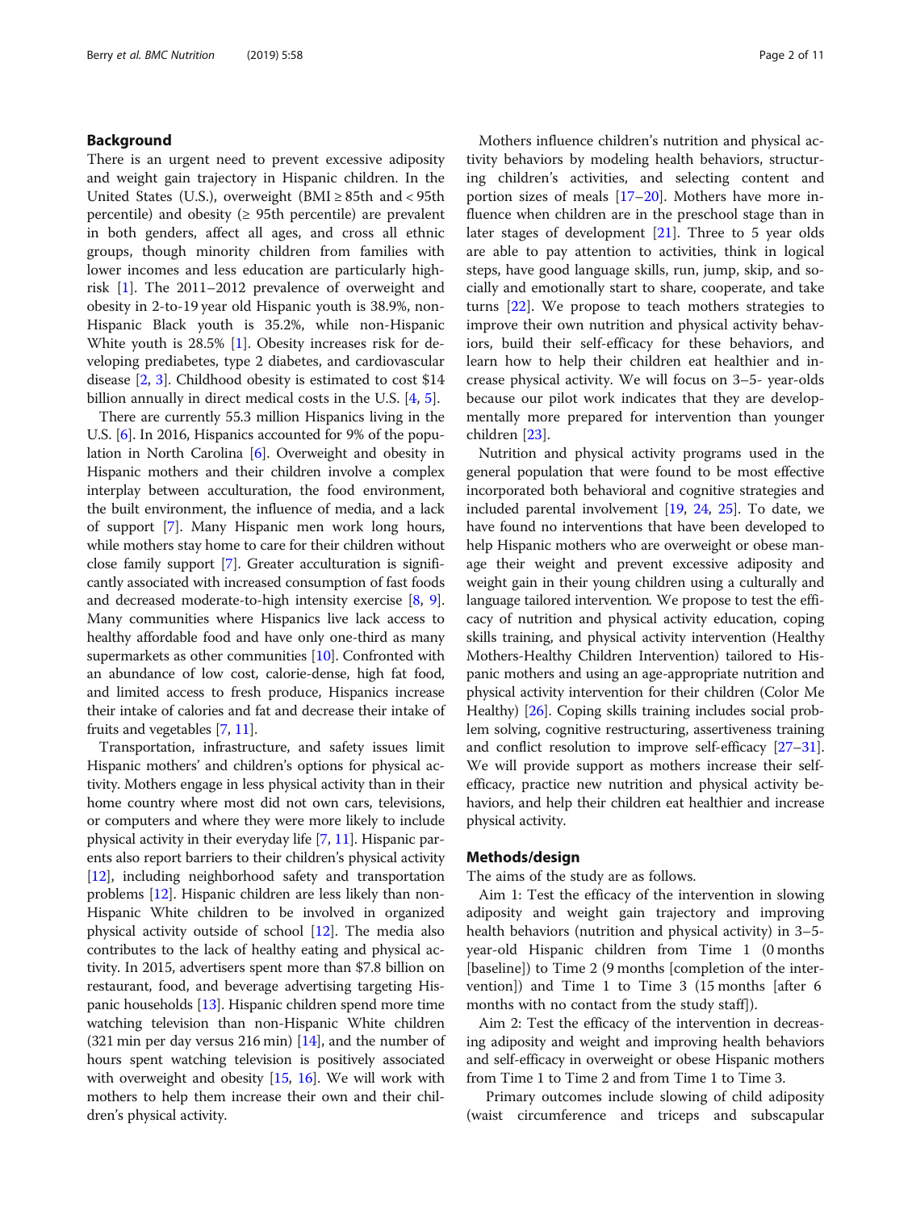## Background

There is an urgent need to prevent excessive adiposity and weight gain trajectory in Hispanic children. In the United States (U.S.), overweight (BMI ≥ 85th and < 95th percentile) and obesity (≥ 95th percentile) are prevalent in both genders, affect all ages, and cross all ethnic groups, though minority children from families with lower incomes and less education are particularly high-risk [1]. The 2011–2012 prevalence of overweight and obesity in 2-to-19 year old Hispanic youth is 38.9%, non-Hispanic Black youth is 35.2%, while non-Hispanic White youth is 28.5% [1]. Obesity increases risk for developing prediabetes, type 2 diabetes, and cardiovascular disease [2, 3]. Childhood obesity is estimated to cost $14 billion annually in direct medical costs in the U.S. [4, 5].

There are currently 55.3 million Hispanics living in the U.S. [6]. In 2016, Hispanics accounted for 9% of the population in North Carolina [6]. Overweight and obesity in Hispanic mothers and their children involve a complex interplay between acculturation, the food environment, the built environment, the influence of media, and a lack of support [7]. Many Hispanic men work long hours, while mothers stay home to care for their children without close family support [7]. Greater acculturation is significantly associated with increased consumption of fast foods and decreased moderate-to-high intensity exercise [8, 9]. Many communities where Hispanics live lack access to healthy affordable food and have only one-third as many supermarkets as other communities [10]. Confronted with an abundance of low cost, calorie-dense, high fat food, and limited access to fresh produce, Hispanics increase their intake of calories and fat and decrease their intake of fruits and vegetables [7, 11].

Transportation, infrastructure, and safety issues limit Hispanic mothers' and children's options for physical activity. Mothers engage in less physical activity than in their home country where most did not own cars, televisions, or computers and where they were more likely to include physical activity in their everyday life [7, 11]. Hispanic parents also report barriers to their children's physical activity [12], including neighborhood safety and transportation problems [12]. Hispanic children are less likely than non-Hispanic White children to be involved in organized physical activity outside of school [12]. The media also contributes to the lack of healthy eating and physical activity. In 2015, advertisers spent more than $7.8 billion on restaurant, food, and beverage advertising targeting Hispanic households [13]. Hispanic children spend more time watching television than non-Hispanic White children (321 min per day versus 216 min) [14], and the number of hours spent watching television is positively associated with overweight and obesity [15, 16]. We will work with mothers to help them increase their own and their children's physical activity.

Mothers influence children's nutrition and physical activity behaviors by modeling health behaviors, structuring children's activities, and selecting content and portion sizes of meals [17–20]. Mothers have more influence when children are in the preschool stage than in later stages of development [21]. Three to 5 year olds are able to pay attention to activities, think in logical steps, have good language skills, run, jump, skip, and socially and emotionally start to share, cooperate, and take turns [22]. We propose to teach mothers strategies to improve their own nutrition and physical activity behaviors, build their self-efficacy for these behaviors, and learn how to help their children eat healthier and increase physical activity. We will focus on 3–5- year-olds because our pilot work indicates that they are developmentally more prepared for intervention than younger children [23].

Nutrition and physical activity programs used in the general population that were found to be most effective incorporated both behavioral and cognitive strategies and included parental involvement [19, 24, 25]. To date, we have found no interventions that have been developed to help Hispanic mothers who are overweight or obese manage their weight and prevent excessive adiposity and weight gain in their young children using a culturally and language tailored intervention. We propose to test the efficacy of nutrition and physical activity education, coping skills training, and physical activity intervention (Healthy Mothers-Healthy Children Intervention) tailored to Hispanic mothers and using an age-appropriate nutrition and physical activity intervention for their children (Color Me Healthy) [26]. Coping skills training includes social problem solving, cognitive restructuring, assertiveness training and conflict resolution to improve self-efficacy [27–31]. We will provide support as mothers increase their self-efficacy, practice new nutrition and physical activity behaviors, and help their children eat healthier and increase physical activity.

## Methods/design

The aims of the study are as follows.

Aim 1: Test the efficacy of the intervention in slowing adiposity and weight gain trajectory and improving health behaviors (nutrition and physical activity) in 3–5-year-old Hispanic children from Time 1 (0 months [baseline]) to Time 2 (9 months [completion of the intervention]) and Time 1 to Time 3 (15 months [after 6 months with no contact from the study staff]).

Aim 2: Test the efficacy of the intervention in decreasing adiposity and weight and improving health behaviors and self-efficacy in overweight or obese Hispanic mothers from Time 1 to Time 2 and from Time 1 to Time 3.

Primary outcomes include slowing of child adiposity (waist circumference and triceps and subscapular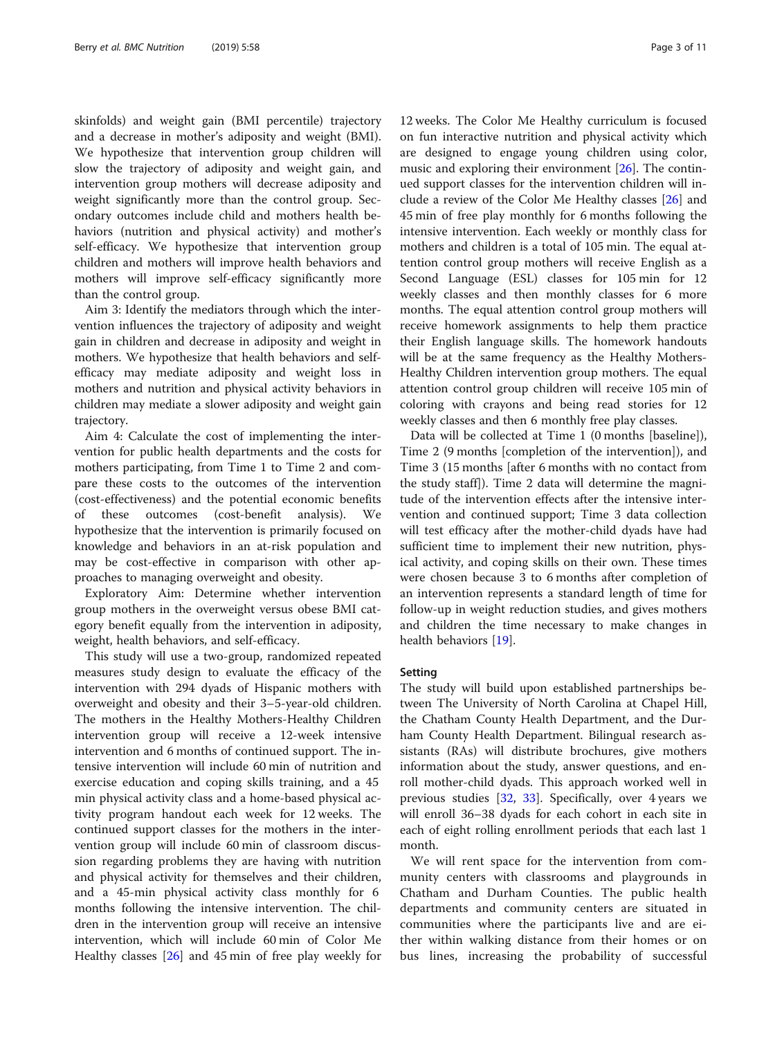skinfolds) and weight gain (BMI percentile) trajectory and a decrease in mother's adiposity and weight (BMI). We hypothesize that intervention group children will slow the trajectory of adiposity and weight gain, and intervention group mothers will decrease adiposity and weight significantly more than the control group. Secondary outcomes include child and mothers health behaviors (nutrition and physical activity) and mother's self-efficacy. We hypothesize that intervention group children and mothers will improve health behaviors and mothers will improve self-efficacy significantly more than the control group.

Aim 3: Identify the mediators through which the intervention influences the trajectory of adiposity and weight gain in children and decrease in adiposity and weight in mothers. We hypothesize that health behaviors and self-efficacy may mediate adiposity and weight loss in mothers and nutrition and physical activity behaviors in children may mediate a slower adiposity and weight gain trajectory.

Aim 4: Calculate the cost of implementing the intervention for public health departments and the costs for mothers participating, from Time 1 to Time 2 and compare these costs to the outcomes of the intervention (cost-effectiveness) and the potential economic benefits of these outcomes (cost-benefit analysis). We hypothesize that the intervention is primarily focused on knowledge and behaviors in an at-risk population and may be cost-effective in comparison with other approaches to managing overweight and obesity.

Exploratory Aim: Determine whether intervention group mothers in the overweight versus obese BMI category benefit equally from the intervention in adiposity, weight, health behaviors, and self-efficacy.

This study will use a two-group, randomized repeated measures study design to evaluate the efficacy of the intervention with 294 dyads of Hispanic mothers with overweight and obesity and their 3–5-year-old children. The mothers in the Healthy Mothers-Healthy Children intervention group will receive a 12-week intensive intervention and 6 months of continued support. The intensive intervention will include 60 min of nutrition and exercise education and coping skills training, and a 45 min physical activity class and a home-based physical activity program handout each week for 12 weeks. The continued support classes for the mothers in the intervention group will include 60 min of classroom discussion regarding problems they are having with nutrition and physical activity for themselves and their children, and a 45-min physical activity class monthly for 6 months following the intensive intervention. The children in the intervention group will receive an intensive intervention, which will include 60 min of Color Me Healthy classes [26] and 45 min of free play weekly for 12 weeks. The Color Me Healthy curriculum is focused on fun interactive nutrition and physical activity which are designed to engage young children using color, music and exploring their environment [26]. The continued support classes for the intervention children will include a review of the Color Me Healthy classes [26] and 45 min of free play monthly for 6 months following the intensive intervention. Each weekly or monthly class for mothers and children is a total of 105 min. The equal attention control group mothers will receive English as a Second Language (ESL) classes for 105 min for 12 weekly classes and then monthly classes for 6 more months. The equal attention control group mothers will receive homework assignments to help them practice their English language skills. The homework handouts will be at the same frequency as the Healthy Mothers-Healthy Children intervention group mothers. The equal attention control group children will receive 105 min of coloring with crayons and being read stories for 12 weekly classes and then 6 monthly free play classes.

Data will be collected at Time 1 (0 months [baseline]), Time 2 (9 months [completion of the intervention]), and Time 3 (15 months [after 6 months with no contact from the study staff]). Time 2 data will determine the magnitude of the intervention effects after the intensive intervention and continued support; Time 3 data collection will test efficacy after the mother-child dyads have had sufficient time to implement their new nutrition, physical activity, and coping skills on their own. These times were chosen because 3 to 6 months after completion of an intervention represents a standard length of time for follow-up in weight reduction studies, and gives mothers and children the time necessary to make changes in health behaviors [19].

## Setting

The study will build upon established partnerships between The University of North Carolina at Chapel Hill, the Chatham County Health Department, and the Durham County Health Department. Bilingual research assistants (RAs) will distribute brochures, give mothers information about the study, answer questions, and enroll mother-child dyads. This approach worked well in previous studies [32, 33]. Specifically, over 4 years we will enroll 36–38 dyads for each cohort in each site in each of eight rolling enrollment periods that each last 1 month.

We will rent space for the intervention from community centers with classrooms and playgrounds in Chatham and Durham Counties. The public health departments and community centers are situated in communities where the participants live and are either within walking distance from their homes or on bus lines, increasing the probability of successful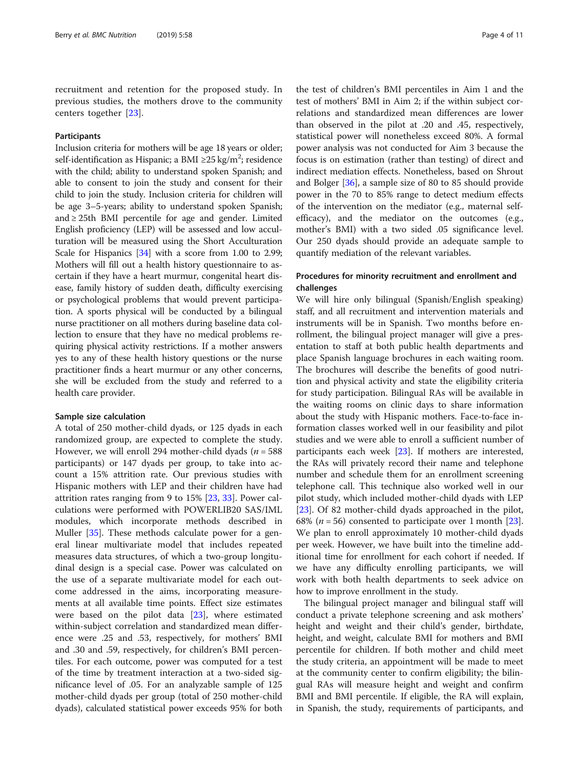recruitment and retention for the proposed study. In previous studies, the mothers drove to the community centers together [23].

### Participants

Inclusion criteria for mothers will be age 18 years or older; self-identification as Hispanic; a BMI ≥25 kg/m$^2$; residence with the child; ability to understand spoken Spanish; and able to consent to join the study and consent for their child to join the study. Inclusion criteria for children will be age 3–5-years; ability to understand spoken Spanish; and ≥ 25th BMI percentile for age and gender. Limited English proficiency (LEP) will be assessed and low acculturation will be measured using the Short Acculturation Scale for Hispanics [34] with a score from 1.00 to 2.99; Mothers will fill out a health history questionnaire to ascertain if they have a heart murmur, congenital heart disease, family history of sudden death, difficulty exercising or psychological problems that would prevent participation. A sports physical will be conducted by a bilingual nurse practitioner on all mothers during baseline data collection to ensure that they have no medical problems requiring physical activity restrictions. If a mother answers yes to any of these health history questions or the nurse practitioner finds a heart murmur or any other concerns, she will be excluded from the study and referred to a health care provider.

### Sample size calculation

A total of 250 mother-child dyads, or 125 dyads in each randomized group, are expected to complete the study. However, we will enroll 294 mother-child dyads ($n$ = 588 participants) or 147 dyads per group, to take into account a 15% attrition rate. Our previous studies with Hispanic mothers with LEP and their children have had attrition rates ranging from 9 to 15% [23, 33]. Power calculations were performed with POWERLIB20 SAS/IML modules, which incorporate methods described in Muller [35]. These methods calculate power for a general linear multivariate model that includes repeated measures data structures, of which a two-group longitudinal design is a special case. Power was calculated on the use of a separate multivariate model for each outcome addressed in the aims, incorporating measurements at all available time points. Effect size estimates were based on the pilot data [23], where estimated within-subject correlation and standardized mean difference were .25 and .53, respectively, for mothers' BMI and .30 and .59, respectively, for children's BMI percentiles. For each outcome, power was computed for a test of the time by treatment interaction at a two-sided significance level of .05. For an analyzable sample of 125 mother-child dyads per group (total of 250 mother-child dyads), calculated statistical power exceeds 95% for both the test of children's BMI percentiles in Aim 1 and the test of mothers' BMI in Aim 2; if the within subject correlations and standardized mean differences are lower than observed in the pilot at .20 and .45, respectively, statistical power will nonetheless exceed 80%. A formal power analysis was not conducted for Aim 3 because the focus is on estimation (rather than testing) of direct and indirect mediation effects. Nonetheless, based on Shrout and Bolger [36], a sample size of 80 to 85 should provide power in the 70 to 85% range to detect medium effects of the intervention on the mediator (e.g., maternal self-efficacy), and the mediator on the outcomes (e.g., mother's BMI) with a two sided .05 significance level. Our 250 dyads should provide an adequate sample to quantify mediation of the relevant variables.

### Procedures for minority recruitment and enrollment and challenges

We will hire only bilingual (Spanish/English speaking) staff, and all recruitment and intervention materials and instruments will be in Spanish. Two months before enrollment, the bilingual project manager will give a presentation to staff at both public health departments and place Spanish language brochures in each waiting room. The brochures will describe the benefits of good nutrition and physical activity and state the eligibility criteria for study participation. Bilingual RAs will be available in the waiting rooms on clinic days to share information about the study with Hispanic mothers. Face-to-face information classes worked well in our feasibility and pilot studies and we were able to enroll a sufficient number of participants each week [23]. If mothers are interested, the RAs will privately record their name and telephone number and schedule them for an enrollment screening telephone call. This technique also worked well in our pilot study, which included mother-child dyads with LEP [23]. Of 82 mother-child dyads approached in the pilot, 68% ($n$ = 56) consented to participate over 1 month [23]. We plan to enroll approximately 10 mother-child dyads per week. However, we have built into the timeline additional time for enrollment for each cohort if needed. If we have any difficulty enrolling participants, we will work with both health departments to seek advice on how to improve enrollment in the study.

The bilingual project manager and bilingual staff will conduct a private telephone screening and ask mothers' height and weight and their child's gender, birthdate, height, and weight, calculate BMI for mothers and BMI percentile for children. If both mother and child meet the study criteria, an appointment will be made to meet at the community center to confirm eligibility; the bilingual RAs will measure height and weight and confirm BMI and BMI percentile. If eligible, the RA will explain, in Spanish, the study, requirements of participants, and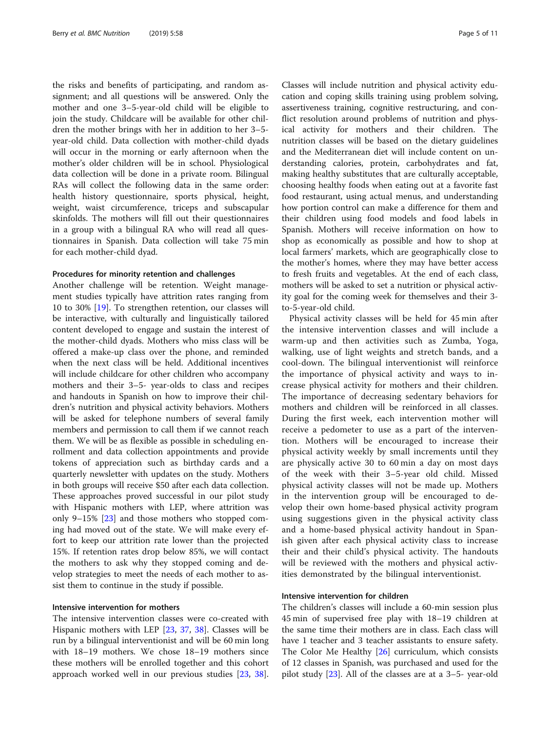the risks and benefits of participating, and random assignment; and all questions will be answered. Only the mother and one 3–5-year-old child will be eligible to join the study. Childcare will be available for other children the mother brings with her in addition to her 3–5-year-old child. Data collection with mother-child dyads will occur in the morning or early afternoon when the mother's older children will be in school. Physiological data collection will be done in a private room. Bilingual RAs will collect the following data in the same order: health history questionnaire, sports physical, height, weight, waist circumference, triceps and subscapular skinfolds. The mothers will fill out their questionnaires in a group with a bilingual RA who will read all questionnaires in Spanish. Data collection will take 75 min for each mother-child dyad.

#### Procedures for minority retention and challenges

Another challenge will be retention. Weight management studies typically have attrition rates ranging from 10 to 30% [19]. To strengthen retention, our classes will be interactive, with culturally and linguistically tailored content developed to engage and sustain the interest of the mother-child dyads. Mothers who miss class will be offered a make-up class over the phone, and reminded when the next class will be held. Additional incentives will include childcare for other children who accompany mothers and their 3–5- year-olds to class and recipes and handouts in Spanish on how to improve their children's nutrition and physical activity behaviors. Mothers will be asked for telephone numbers of several family members and permission to call them if we cannot reach them. We will be as flexible as possible in scheduling enrollment and data collection appointments and provide tokens of appreciation such as birthday cards and a quarterly newsletter with updates on the study. Mothers in both groups will receive $50 after each data collection. These approaches proved successful in our pilot study with Hispanic mothers with LEP, where attrition was only 9–15% [23] and those mothers who stopped coming had moved out of the state. We will make every effort to keep our attrition rate lower than the projected 15%. If retention rates drop below 85%, we will contact the mothers to ask why they stopped coming and develop strategies to meet the needs of each mother to assist them to continue in the study if possible.

#### Intensive intervention for mothers

The intensive intervention classes were co-created with Hispanic mothers with LEP [23, 37, 38]. Classes will be run by a bilingual interventionist and will be 60 min long with 18–19 mothers. We chose 18–19 mothers since these mothers will be enrolled together and this cohort approach worked well in our previous studies [23, 38]. Classes will include nutrition and physical activity education and coping skills training using problem solving, assertiveness training, cognitive restructuring, and conflict resolution around problems of nutrition and physical activity for mothers and their children. The nutrition classes will be based on the dietary guidelines and the Mediterranean diet will include content on understanding calories, protein, carbohydrates and fat, making healthy substitutes that are culturally acceptable, choosing healthy foods when eating out at a favorite fast food restaurant, using actual menus, and understanding how portion control can make a difference for them and their children using food models and food labels in Spanish. Mothers will receive information on how to shop as economically as possible and how to shop at local farmers' markets, which are geographically close to the mother's homes, where they may have better access to fresh fruits and vegetables. At the end of each class, mothers will be asked to set a nutrition or physical activity goal for the coming week for themselves and their 3-to-5-year-old child.

Physical activity classes will be held for 45 min after the intensive intervention classes and will include a warm-up and then activities such as Zumba, Yoga, walking, use of light weights and stretch bands, and a cool-down. The bilingual interventionist will reinforce the importance of physical activity and ways to increase physical activity for mothers and their children. The importance of decreasing sedentary behaviors for mothers and children will be reinforced in all classes. During the first week, each intervention mother will receive a pedometer to use as a part of the intervention. Mothers will be encouraged to increase their physical activity weekly by small increments until they are physically active 30 to 60 min a day on most days of the week with their 3–5-year old child. Missed physical activity classes will not be made up. Mothers in the intervention group will be encouraged to develop their own home-based physical activity program using suggestions given in the physical activity class and a home-based physical activity handout in Spanish given after each physical activity class to increase their and their child's physical activity. The handouts will be reviewed with the mothers and physical activities demonstrated by the bilingual interventionist.

#### Intensive intervention for children

The children's classes will include a 60-min session plus 45 min of supervised free play with 18–19 children at the same time their mothers are in class. Each class will have 1 teacher and 3 teacher assistants to ensure safety. The Color Me Healthy [26] curriculum, which consists of 12 classes in Spanish, was purchased and used for the pilot study [23]. All of the classes are at a 3–5- year-old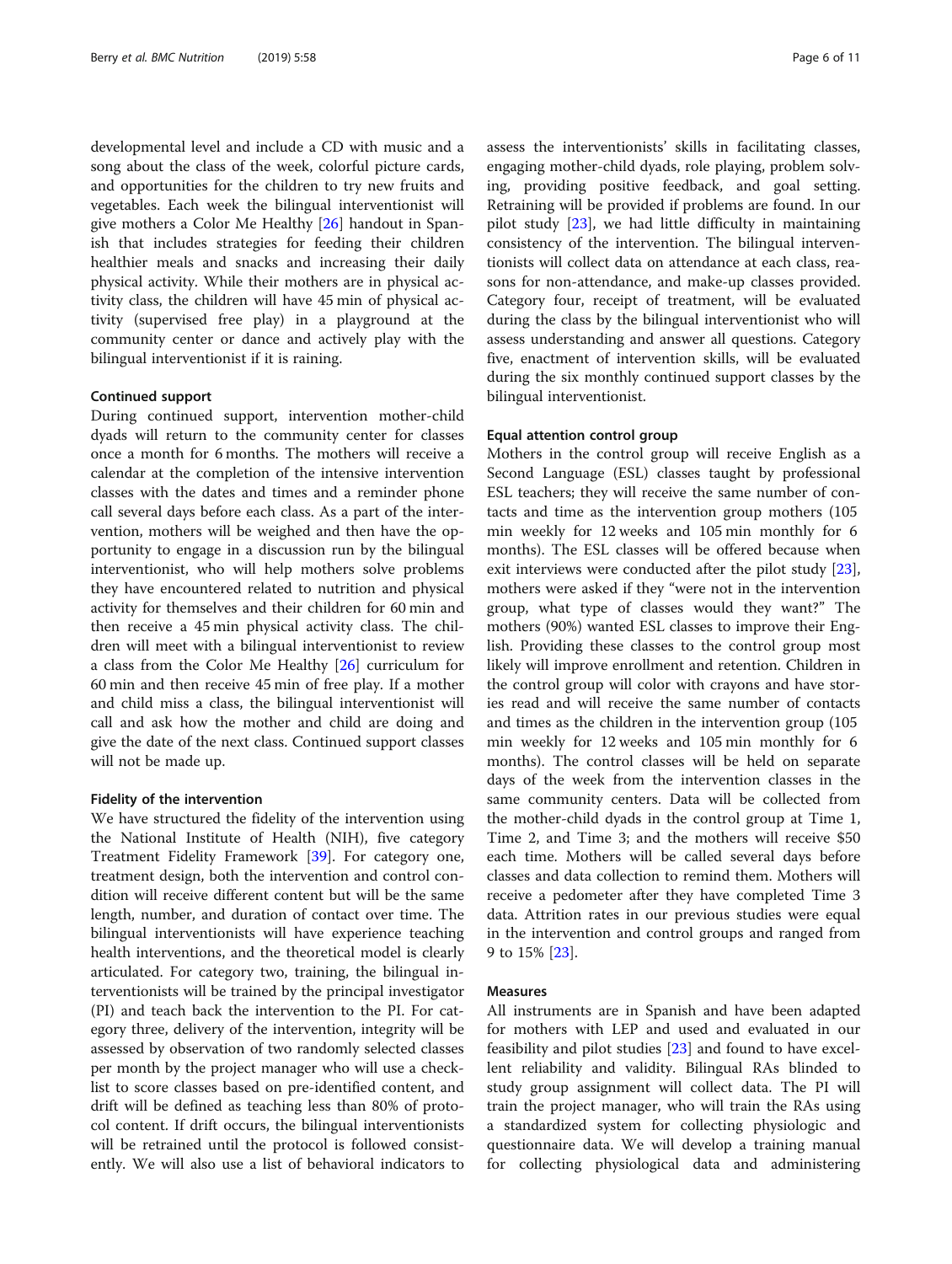developmental level and include a CD with music and a song about the class of the week, colorful picture cards, and opportunities for the children to try new fruits and vegetables. Each week the bilingual interventionist will give mothers a Color Me Healthy [26] handout in Spanish that includes strategies for feeding their children healthier meals and snacks and increasing their daily physical activity. While their mothers are in physical activity class, the children will have 45 min of physical activity (supervised free play) in a playground at the community center or dance and actively play with the bilingual interventionist if it is raining.

#### Continued support

During continued support, intervention mother-child dyads will return to the community center for classes once a month for 6 months. The mothers will receive a calendar at the completion of the intensive intervention classes with the dates and times and a reminder phone call several days before each class. As a part of the intervention, mothers will be weighed and then have the opportunity to engage in a discussion run by the bilingual interventionist, who will help mothers solve problems they have encountered related to nutrition and physical activity for themselves and their children for 60 min and then receive a 45 min physical activity class. The children will meet with a bilingual interventionist to review a class from the Color Me Healthy [26] curriculum for 60 min and then receive 45 min of free play. If a mother and child miss a class, the bilingual interventionist will call and ask how the mother and child are doing and give the date of the next class. Continued support classes will not be made up.

#### Fidelity of the intervention

We have structured the fidelity of the intervention using the National Institute of Health (NIH), five category Treatment Fidelity Framework [39]. For category one, treatment design, both the intervention and control condition will receive different content but will be the same length, number, and duration of contact over time. The bilingual interventionists will have experience teaching health interventions, and the theoretical model is clearly articulated. For category two, training, the bilingual interventionists will be trained by the principal investigator (PI) and teach back the intervention to the PI. For category three, delivery of the intervention, integrity will be assessed by observation of two randomly selected classes per month by the project manager who will use a checklist to score classes based on pre-identified content, and drift will be defined as teaching less than 80% of protocol content. If drift occurs, the bilingual interventionists will be retrained until the protocol is followed consistently. We will also use a list of behavioral indicators to assess the interventionists' skills in facilitating classes, engaging mother-child dyads, role playing, problem solving, providing positive feedback, and goal setting. Retraining will be provided if problems are found. In our pilot study [23], we had little difficulty in maintaining consistency of the intervention. The bilingual interventionists will collect data on attendance at each class, reasons for non-attendance, and make-up classes provided. Category four, receipt of treatment, will be evaluated during the class by the bilingual interventionist who will assess understanding and answer all questions. Category five, enactment of intervention skills, will be evaluated during the six monthly continued support classes by the bilingual interventionist.

#### Equal attention control group

Mothers in the control group will receive English as a Second Language (ESL) classes taught by professional ESL teachers; they will receive the same number of contacts and time as the intervention group mothers (105 min weekly for 12 weeks and 105 min monthly for 6 months). The ESL classes will be offered because when exit interviews were conducted after the pilot study [23], mothers were asked if they "were not in the intervention group, what type of classes would they want?" The mothers (90%) wanted ESL classes to improve their English. Providing these classes to the control group most likely will improve enrollment and retention. Children in the control group will color with crayons and have stories read and will receive the same number of contacts and times as the children in the intervention group (105 min weekly for 12 weeks and 105 min monthly for 6 months). The control classes will be held on separate days of the week from the intervention classes in the same community centers. Data will be collected from the mother-child dyads in the control group at Time 1, Time 2, and Time 3; and the mothers will receive $50 each time. Mothers will be called several days before classes and data collection to remind them. Mothers will receive a pedometer after they have completed Time 3 data. Attrition rates in our previous studies were equal in the intervention and control groups and ranged from 9 to 15% [23].

### Measures

All instruments are in Spanish and have been adapted for mothers with LEP and used and evaluated in our feasibility and pilot studies [23] and found to have excellent reliability and validity. Bilingual RAs blinded to study group assignment will collect data. The PI will train the project manager, who will train the RAs using a standardized system for collecting physiologic and questionnaire data. We will develop a training manual for collecting physiological data and administering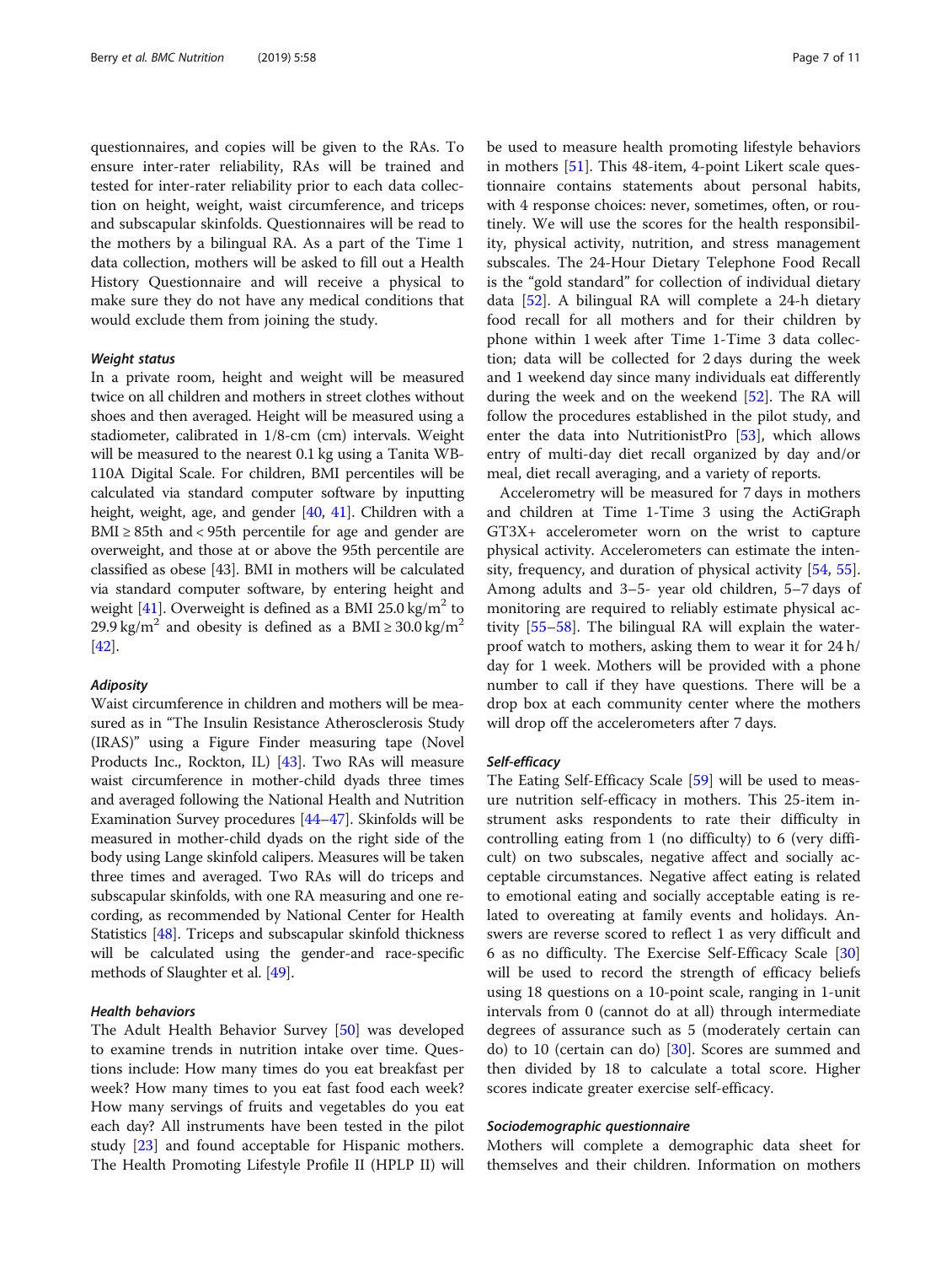questionnaires, and copies will be given to the RAs. To ensure inter-rater reliability, RAs will be trained and tested for inter-rater reliability prior to each data collection on height, weight, waist circumference, and triceps and subscapular skinfolds. Questionnaires will be read to the mothers by a bilingual RA. As a part of the Time 1 data collection, mothers will be asked to fill out a Health History Questionnaire and will receive a physical to make sure they do not have any medical conditions that would exclude them from joining the study.

#### *Weight status*

In a private room, height and weight will be measured twice on all children and mothers in street clothes without shoes and then averaged. Height will be measured using a stadiometer, calibrated in 1/8-cm (cm) intervals. Weight will be measured to the nearest 0.1 kg using a Tanita WB-110A Digital Scale. For children, BMI percentiles will be calculated via standard computer software by inputting height, weight, age, and gender [40, 41]. Children with a BMI ≥ 85th and < 95th percentile for age and gender are overweight, and those at or above the 95th percentile are classified as obese [43]. BMI in mothers will be calculated via standard computer software, by entering height and weight [41]. Overweight is defined as a BMI 25.0 $kg/m^2$ to 29.9 $kg/m^2$ and obesity is defined as a BMI ≥ 30.0 $kg/m^2$ [42].

#### *Adiposity*

Waist circumference in children and mothers will be measured as in "The Insulin Resistance Atherosclerosis Study (IRAS)" using a Figure Finder measuring tape (Novel Products Inc., Rockton, IL) [43]. Two RAs will measure waist circumference in mother-child dyads three times and averaged following the National Health and Nutrition Examination Survey procedures [44–47]. Skinfolds will be measured in mother-child dyads on the right side of the body using Lange skinfold calipers. Measures will be taken three times and averaged. Two RAs will do triceps and subscapular skinfolds, with one RA measuring and one recording, as recommended by National Center for Health Statistics [48]. Triceps and subscapular skinfold thickness will be calculated using the gender-and race-specific methods of Slaughter et al. [49].

#### *Health behaviors*

The Adult Health Behavior Survey [50] was developed to examine trends in nutrition intake over time. Questions include: How many times do you eat breakfast per week? How many times to you eat fast food each week? How many servings of fruits and vegetables do you eat each day? All instruments have been tested in the pilot study [23] and found acceptable for Hispanic mothers. The Health Promoting Lifestyle Profile II (HPLP II) will be used to measure health promoting lifestyle behaviors in mothers [51]. This 48-item, 4-point Likert scale questionnaire contains statements about personal habits, with 4 response choices: never, sometimes, often, or routinely. We will use the scores for the health responsibility, physical activity, nutrition, and stress management subscales. The 24-Hour Dietary Telephone Food Recall is the "gold standard" for collection of individual dietary data [52]. A bilingual RA will complete a 24-h dietary food recall for all mothers and for their children by phone within 1 week after Time 1-Time 3 data collection; data will be collected for 2 days during the week and 1 weekend day since many individuals eat differently during the week and on the weekend [52]. The RA will follow the procedures established in the pilot study, and enter the data into NutritionistPro [53], which allows entry of multi-day diet recall organized by day and/or meal, diet recall averaging, and a variety of reports.

Accelerometry will be measured for 7 days in mothers and children at Time 1-Time 3 using the ActiGraph GT3X+ accelerometer worn on the wrist to capture physical activity. Accelerometers can estimate the intensity, frequency, and duration of physical activity [54, 55]. Among adults and 3–5- year old children, 5–7 days of monitoring are required to reliably estimate physical activity [55–58]. The bilingual RA will explain the waterproof watch to mothers, asking them to wear it for 24 h/day for 1 week. Mothers will be provided with a phone number to call if they have questions. There will be a drop box at each community center where the mothers will drop off the accelerometers after 7 days.

#### *Self-efficacy*

The Eating Self-Efficacy Scale [59] will be used to measure nutrition self-efficacy in mothers. This 25-item instrument asks respondents to rate their difficulty in controlling eating from 1 (no difficulty) to 6 (very difficult) on two subscales, negative affect and socially acceptable circumstances. Negative affect eating is related to emotional eating and socially acceptable eating is related to overeating at family events and holidays. Answers are reverse scored to reflect 1 as very difficult and 6 as no difficulty. The Exercise Self-Efficacy Scale [30] will be used to record the strength of efficacy beliefs using 18 questions on a 10-point scale, ranging in 1-unit intervals from 0 (cannot do at all) through intermediate degrees of assurance such as 5 (moderately certain can do) to 10 (certain can do) [30]. Scores are summed and then divided by 18 to calculate a total score. Higher scores indicate greater exercise self-efficacy.

#### *Sociodemographic questionnaire*

Mothers will complete a demographic data sheet for themselves and their children. Information on mothers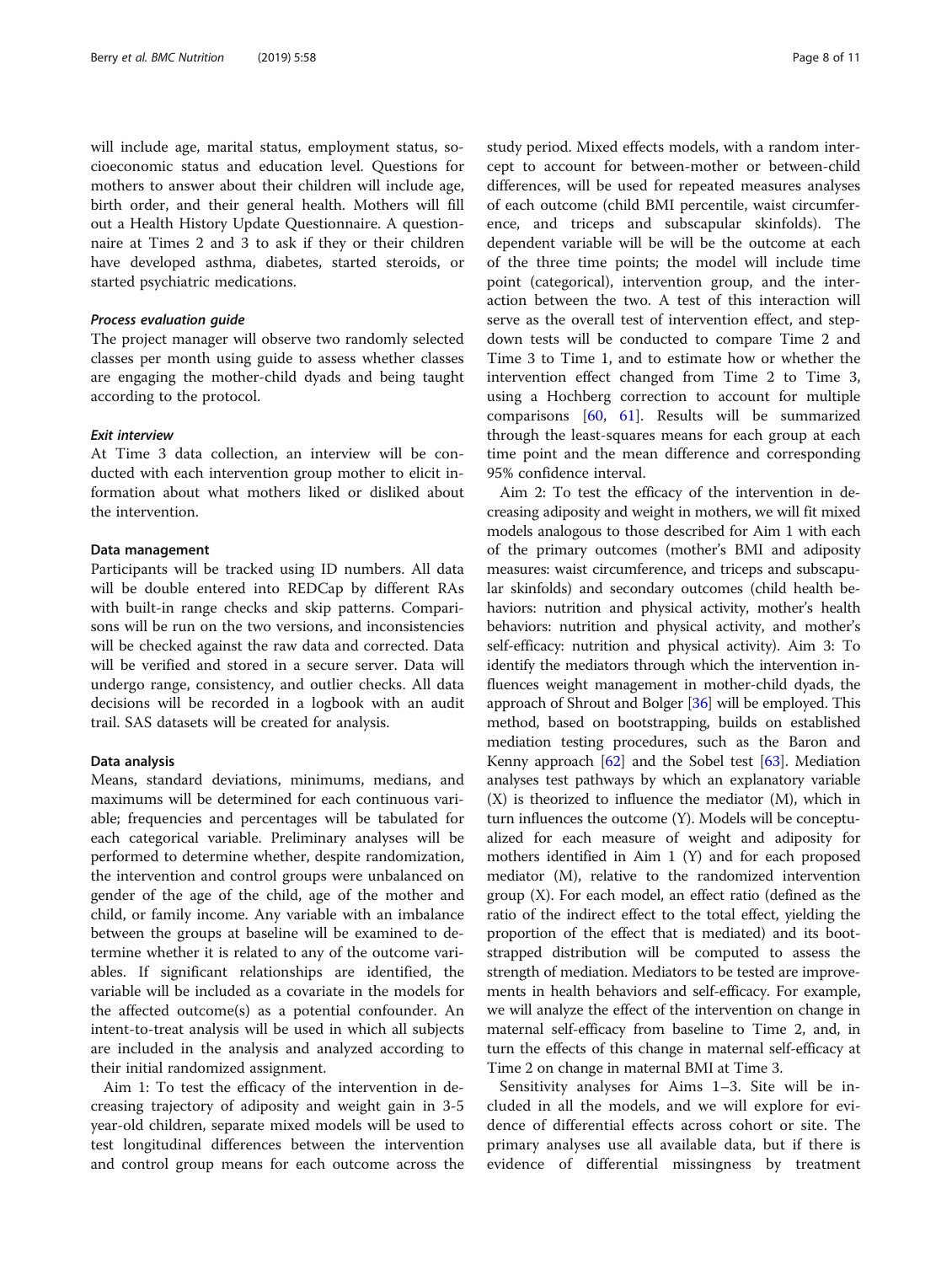will include age, marital status, employment status, socioeconomic status and education level. Questions for mothers to answer about their children will include age, birth order, and their general health. Mothers will fill out a Health History Update Questionnaire. A questionnaire at Times 2 and 3 to ask if they or their children have developed asthma, diabetes, started steroids, or started psychiatric medications.

#### *Process evaluation guide*

The project manager will observe two randomly selected classes per month using guide to assess whether classes are engaging the mother-child dyads and being taught according to the protocol.

#### *Exit interview*

At Time 3 data collection, an interview will be conducted with each intervention group mother to elicit information about what mothers liked or disliked about the intervention.

### Data management

Participants will be tracked using ID numbers. All data will be double entered into REDCap by different RAs with built-in range checks and skip patterns. Comparisons will be run on the two versions, and inconsistencies will be checked against the raw data and corrected. Data will be verified and stored in a secure server. Data will undergo range, consistency, and outlier checks. All data decisions will be recorded in a logbook with an audit trail. SAS datasets will be created for analysis.

### Data analysis

Means, standard deviations, minimums, medians, and maximums will be determined for each continuous variable; frequencies and percentages will be tabulated for each categorical variable. Preliminary analyses will be performed to determine whether, despite randomization, the intervention and control groups were unbalanced on gender of the age of the child, age of the mother and child, or family income. Any variable with an imbalance between the groups at baseline will be examined to determine whether it is related to any of the outcome variables. If significant relationships are identified, the variable will be included as a covariate in the models for the affected outcome(s) as a potential confounder. An intent-to-treat analysis will be used in which all subjects are included in the analysis and analyzed according to their initial randomized assignment.

Aim 1: To test the efficacy of the intervention in decreasing trajectory of adiposity and weight gain in 3-5 year-old children, separate mixed models will be used to test longitudinal differences between the intervention and control group means for each outcome across the study period. Mixed effects models, with a random intercept to account for between-mother or between-child differences, will be used for repeated measures analyses of each outcome (child BMI percentile, waist circumference, and triceps and subscapular skinfolds). The dependent variable will be will be the outcome at each of the three time points; the model will include time point (categorical), intervention group, and the interaction between the two. A test of this interaction will serve as the overall test of intervention effect, and step-down tests will be conducted to compare Time 2 and Time 3 to Time 1, and to estimate how or whether the intervention effect changed from Time 2 to Time 3, using a Hochberg correction to account for multiple comparisons [60, 61]. Results will be summarized through the least-squares means for each group at each time point and the mean difference and corresponding 95% confidence interval.

Aim 2: To test the efficacy of the intervention in decreasing adiposity and weight in mothers, we will fit mixed models analogous to those described for Aim 1 with each of the primary outcomes (mother's BMI and adiposity measures: waist circumference, and triceps and subscapular skinfolds) and secondary outcomes (child health behaviors: nutrition and physical activity, mother's health behaviors: nutrition and physical activity, and mother's self-efficacy: nutrition and physical activity). Aim 3: To identify the mediators through which the intervention influences weight management in mother-child dyads, the approach of Shrout and Bolger [36] will be employed. This method, based on bootstrapping, builds on established mediation testing procedures, such as the Baron and Kenny approach [62] and the Sobel test [63]. Mediation analyses test pathways by which an explanatory variable (X) is theorized to influence the mediator (M), which in turn influences the outcome (Y). Models will be conceptualized for each measure of weight and adiposity for mothers identified in Aim 1 (Y) and for each proposed mediator (M), relative to the randomized intervention group (X). For each model, an effect ratio (defined as the ratio of the indirect effect to the total effect, yielding the proportion of the effect that is mediated) and its bootstrapped distribution will be computed to assess the strength of mediation. Mediators to be tested are improvements in health behaviors and self-efficacy. For example, we will analyze the effect of the intervention on change in maternal self-efficacy from baseline to Time 2, and, in turn the effects of this change in maternal self-efficacy at Time 2 on change in maternal BMI at Time 3.

Sensitivity analyses for Aims 1–3. Site will be included in all the models, and we will explore for evidence of differential effects across cohort or site. The primary analyses use all available data, but if there is evidence of differential missingness by treatment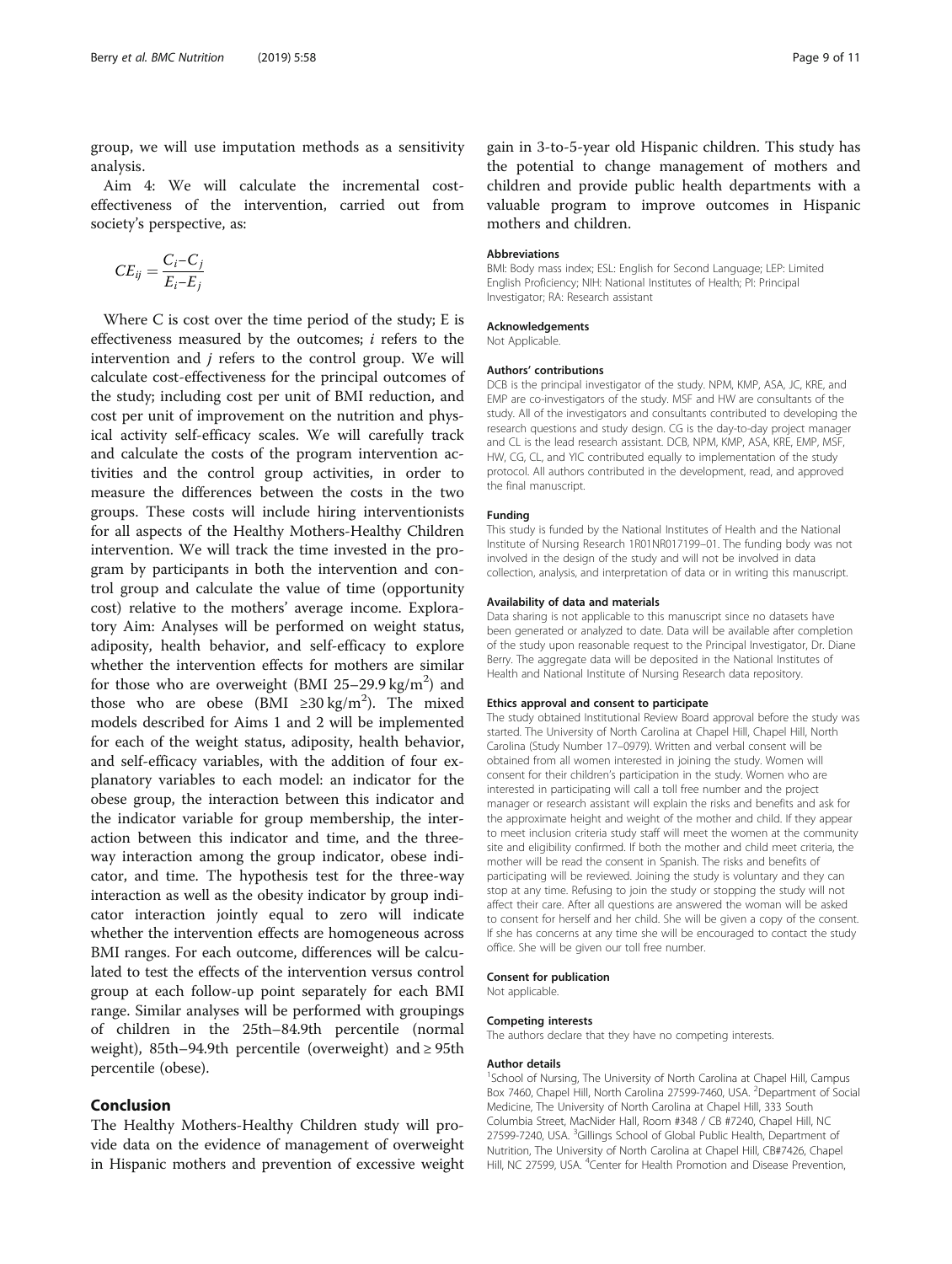group, we will use imputation methods as a sensitivity analysis.

Aim 4: We will calculate the incremental cost-effectiveness of the intervention, carried out from society's perspective, as:

$$CE_{ij} = \frac{C_i - C_j}{E_i - E_j}$$

Where C is cost over the time period of the study; E is effectiveness measured by the outcomes; $i$ refers to the intervention and $j$ refers to the control group. We will calculate cost-effectiveness for the principal outcomes of the study; including cost per unit of BMI reduction, and cost per unit of improvement on the nutrition and physical activity self-efficacy scales. We will carefully track and calculate the costs of the program intervention activities and the control group activities, in order to measure the differences between the costs in the two groups. These costs will include hiring interventionists for all aspects of the Healthy Mothers-Healthy Children intervention. We will track the time invested in the program by participants in both the intervention and control group and calculate the value of time (opportunity cost) relative to the mothers' average income. Exploratory Aim: Analyses will be performed on weight status, adiposity, health behavior, and self-efficacy to explore whether the intervention effects for mothers are similar for those who are overweight (BMI 25–29.9 kg/m$^2$) and those who are obese (BMI ≥30 kg/m$^2$). The mixed models described for Aims 1 and 2 will be implemented for each of the weight status, adiposity, health behavior, and self-efficacy variables, with the addition of four explanatory variables to each model: an indicator for the obese group, the interaction between this indicator and the indicator variable for group membership, the interaction between this indicator and time, and the three-way interaction among the group indicator, obese indicator, and time. The hypothesis test for the three-way interaction as well as the obesity indicator by group indicator interaction jointly equal to zero will indicate whether the intervention effects are homogeneous across BMI ranges. For each outcome, differences will be calculated to test the effects of the intervention versus control group at each follow-up point separately for each BMI range. Similar analyses will be performed with groupings of children in the 25th–84.9th percentile (normal weight), 85th–94.9th percentile (overweight) and ≥ 95th percentile (obese).

## Conclusion

The Healthy Mothers-Healthy Children study will provide data on the evidence of management of overweight in Hispanic mothers and prevention of excessive weight gain in 3-to-5-year old Hispanic children. This study has the potential to change management of mothers and children and provide public health departments with a valuable program to improve outcomes in Hispanic mothers and children.

### Abbreviations

BMI: Body mass index; ESL: English for Second Language; LEP: Limited English Proficiency; NIH: National Institutes of Health; PI: Principal Investigator; RA: Research assistant

### Acknowledgements

Not Applicable.

### Authors' contributions

DCB is the principal investigator of the study. NPM, KMP, ASA, JC, KRE, and EMP are co-investigators of the study. MSF and HW are consultants of the study. All of the investigators and consultants contributed to developing the research questions and study design. CG is the day-to-day project manager and CL is the lead research assistant. DCB, NPM, KMP, ASA, KRE, EMP, MSF, HW, CG, CL, and YIC contributed equally to implementation of the study protocol. All authors contributed in the development, read, and approved the final manuscript.

### Funding

This study is funded by the National Institutes of Health and the National Institute of Nursing Research 1R01NR017199–01. The funding body was not involved in the design of the study and will not be involved in data collection, analysis, and interpretation of data or in writing this manuscript.

### Availability of data and materials

Data sharing is not applicable to this manuscript since no datasets have been generated or analyzed to date. Data will be available after completion of the study upon reasonable request to the Principal Investigator, Dr. Diane Berry. The aggregate data will be deposited in the National Institutes of Health and National Institute of Nursing Research data repository.

### Ethics approval and consent to participate

The study obtained Institutional Review Board approval before the study was started. The University of North Carolina at Chapel Hill, Chapel Hill, North Carolina (Study Number 17–0979). Written and verbal consent will be obtained from all women interested in joining the study. Women will consent for their children's participation in the study. Women who are interested in participating will call a toll free number and the project manager or research assistant will explain the risks and benefits and ask for the approximate height and weight of the mother and child. If they appear to meet inclusion criteria study staff will meet the women at the community site and eligibility confirmed. If both the mother and child meet criteria, the mother will be read the consent in Spanish. The risks and benefits of participating will be reviewed. Joining the study is voluntary and they can stop at any time. Refusing to join the study or stopping the study will not affect their care. After all questions are answered the woman will be asked to consent for herself and her child. She will be given a copy of the consent. If she has concerns at any time she will be encouraged to contact the study office. She will be given our toll free number.

### Consent for publication

Not applicable.

### Competing interests

The authors declare that they have no competing interests.

### Author details

[1]School of Nursing, The University of North Carolina at Chapel Hill, Campus Box 7460, Chapel Hill, North Carolina 27599-7460, USA. [2]Department of Social Medicine, The University of North Carolina at Chapel Hill, 333 South Columbia Street, MacNider Hall, Room #348 / CB #7240, Chapel Hill, NC 27599-7240, USA. [3]Gillings School of Global Public Health, Department of Nutrition, The University of North Carolina at Chapel Hill, CB#7426, Chapel Hill, NC 27599, USA. [4]Center for Health Promotion and Disease Prevention,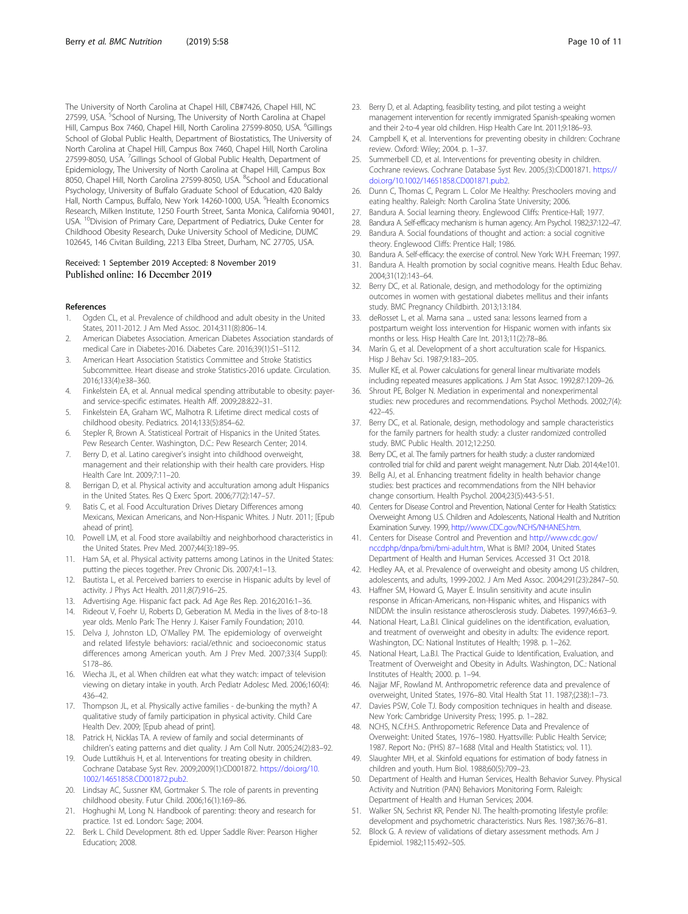The University of North Carolina at Chapel Hill, CB#7426, Chapel Hill, NC 27599, USA. [5]School of Nursing, The University of North Carolina at Chapel Hill, Campus Box 7460, Chapel Hill, North Carolina 27599-8050, USA. [6]Gillings School of Global Public Health, Department of Biostatistics, The University of North Carolina at Chapel Hill, Campus Box 7460, Chapel Hill, North Carolina 27599-8050, USA. [7]Gillings School of Global Public Health, Department of Epidemiology, The University of North Carolina at Chapel Hill, Campus Box 8050, Chapel Hill, North Carolina 27599-8050, USA. [8]School and Educational Psychology, University of Buffalo Graduate School of Education, 420 Baldy Hall, North Campus, Buffalo, New York 14260-1000, USA. [9]Health Economics Research, Milken Institute, 1250 Fourth Street, Santa Monica, California 90401, USA. [10]Division of Primary Care, Department of Pediatrics, Duke Center for Childhood Obesity Research, Duke University School of Medicine, DUMC 102645, 146 Civitan Building, 2213 Elba Street, Durham, NC 27705, USA.

Received: 1 September 2019 Accepted: 8 November 2019
Published online: 16 December 2019

## References

1. Ogden CL, et al. Prevalence of childhood and adult obesity in the United States, 2011-2012. J Am Med Assoc. 2014;311(8):806–14.
2. American Diabetes Association. American Diabetes Association standards of medical Care in Diabetes-2016. Diabetes Care. 2016;39(1):S1–S112.
3. American Heart Association Statistics Committee and Stroke Statistics Subcommittee. Heart disease and stroke Statistics-2016 update. Circulation. 2016;133(4):e38–360.
4. Finkelstein EA, et al. Annual medical spending attributable to obesity: payer- and service-specific estimates. Health Aff. 2009;28:822–31.
5. Finkelstein EA, Graham WC, Malhotra R. Lifetime direct medical costs of childhood obesity. Pediatrics. 2014;133(5):854–62.
6. Stepler R, Brown A. Statisticeal Portrait of Hispanics in the United States. Pew Research Center. Washington, D.C.: Pew Research Center; 2014.
7. Berry D, et al. Latino caregiver's insight into childhood overweight, management and their relationship with their health care providers. Hisp Health Care Int. 2009;7:11–20.
8. Berrigan D, et al. Physical activity and acculturation among adult Hispanics in the United States. Res Q Exerc Sport. 2006;77(2):147–57.
9. Batis C, et al. Food Acculturation Drives Dietary Differences among Mexicans, Mexican Americans, and Non-Hispanic Whites. J Nutr. 2011; [Epub ahead of print].
10. Powell LM, et al. Food store availabiltiy and neighborhood characteristics in the United States. Prev Med. 2007;44(3):189–95.
11. Ham SA, et al. Physical activity patterns among Latinos in the United States: putting the pieces together. Prev Chronic Dis. 2007;4:1–13.
12. Bautista L, et al. Perceived barriers to exercise in Hispanic adults by level of activity. J Phys Act Health. 2011;8(7):916–25.
13. Advertising Age. Hispanic fact pack. Ad Age Res Rep. 2016;2016:1–36.
14. Rideout V, Foehr U, Roberts D, Geberation M. Media in the lives of 8-to-18 year olds. Menlo Park: The Henry J. Kaiser Family Foundation; 2010.
15. Delva J, Johnston LD, O'Malley PM. The epidemiology of overweight and related lifestyle behaviors: racial/ethnic and socioeconomic status differences among American youth. Am J Prev Med. 2007;33(4 Suppl): S178–86.
16. Wiecha JL, et al. When children eat what they watch: impact of television viewing on dietary intake in youth. Arch Pediatr Adolesc Med. 2006;160(4): 436–42.
17. Thompson JL, et al. Physically active families - de-bunking the myth? A qualitative study of family participation in physical activity. Child Care Health Dev. 2009; [Epub ahead of print].
18. Patrick H, Nicklas TA. A review of family and social determinants of children's eating patterns and diet quality. J Am Coll Nutr. 2005;24(2):83–92.
19. Oude Luttikhuis H, et al. Interventions for treating obesity in children. Cochrane Database Syst Rev. 2009;2009(1):CD001872. https://doi.org/10.1002/14651858.CD001872.pub2.
20. Lindsay AC, Sussner KM, Gortmaker S. The role of parents in preventing childhood obesity. Futur Child. 2006;16(1):169–86.
21. Hoghughi M, Long N. Handbook of parenting: theory and research for practice. 1st ed. London: Sage; 2004.
22. Berk L. Child Development. 8th ed. Upper Saddle River: Pearson Higher Education; 2008.
23. Berry D, et al. Adapting, feasibility testing, and pilot testing a weight management intervention for recently immigrated Spanish-speaking women and their 2-to-4 year old children. Hisp Health Care Int. 2011;9:186–93.
24. Campbell K, et al. Interventions for preventing obesity in children: Cochrane review. Oxford: Wiley; 2004. p. 1–37.
25. Summerbell CD, et al. Interventions for preventing obesity in children. Cochrane reviews. Cochrane Database Syst Rev. 2005;(3):CD001871. https://doi.org/10.1002/14651858.CD001871.pub2.
26. Dunn C, Thomas C, Pegram L. Color Me Healthy: Preschoolers moving and eating healthy. Raleigh: North Carolina State University; 2006.
27. Bandura A. Social learning theory. Englewood Cliffs: Prentice-Hall; 1977.
28. Bandura A. Self-efficacy mechanism is human agency. Am Psychol. 1982;37:122–47.
29. Bandura A. Social foundations of thought and action: a social cognitive theory. Englewood Cliffs: Prentice Hall; 1986.
30. Bandura A. Self-efficacy: the exercise of control. New York: W.H. Freeman; 1997.
31. Bandura A. Health promotion by social cognitive means. Health Educ Behav. 2004;31(12):143–64.
32. Berry DC, et al. Rationale, design, and methodology for the optimizing outcomes in women with gestational diabetes mellitus and their infants study. BMC Pregnancy Childbirth. 2013;13:184.
33. deRosset L, et al. Mama sana ... usted sana: lessons learned from a postpartum weight loss intervention for Hispanic women with infants six months or less. Hisp Health Care Int. 2013;11(2):78–86.
34. Marín G, et al. Development of a short acculturation scale for Hispanics. Hisp J Behav Sci. 1987;9:183–205.
35. Muller KE, et al. Power calculations for general linear multivariate models including repeated measures applications. J Am Stat Assoc. 1992;87:1209–26.
36. Shrout PE, Bolger N. Mediation in experimental and nonexperimental studies: new procedures and recommendations. Psychol Methods. 2002;7(4): 422–45.
37. Berry DC, et al. Rationale, design, methodology and sample characteristics for the family partners for health study: a cluster randomized controlled study. BMC Public Health. 2012;12:250.
38. Berry DC, et al. The family partners for health study: a cluster randomized controlled trial for child and parent weight management. Nutr Diab. 2014;4:e101.
39. Bellg AJ, et al. Enhancing treatment fidelity in health behavior change studies: best practices and recommendations from the NIH behavior change consortium. Health Psychol. 2004;23(5):443-5-51.
40. Centers for Disease Control and Prevention, National Center for Health Statistics: Overweight Among U.S. Children and Adolescents, National Health and Nutrition Examination Survey. 1999, http://www.CDC.gov/NCHS/NHANES.htm.
41. Centers for Disease Control and Prevention and http://www.cdc.gov/nccdphp/dnpa/bmi/bmi-adult.htm, What is BMI? 2004, United States Department of Health and Human Services. Accessed 31 Oct 2018.
42. Hedley AA, et al. Prevalence of overweight and obesity among US children, adolescents, and adults, 1999-2002. J Am Med Assoc. 2004;291(23):2847–50.
43. Haffner SM, Howard G, Mayer E. Insulin sensitivity and acute insulin response in African-Americans, non-Hispanic whites, and Hispanics with NIDDM: the insulin resistance atherosclerosis study. Diabetes. 1997;46:63–9.
44. National Heart, L.a.B.I. Clinical guidelines on the identification, evaluation, and treatment of overweight and obesity in adults: The evidence report. Washington, DC: National Institutes of Health; 1998. p. 1–262.
45. National Heart, L.a.B.I. The Practical Guide to Identification, Evaluation, and Treatment of Overweight and Obesity in Adults. Washington, DC.: National Institutes of Health; 2000. p. 1–94.
46. Najjar MF, Rowland M. Anthropometric reference data and prevalence of overweight, United States, 1976–80. Vital Health Stat 11. 1987;(238):1–73.
47. Davies PSW, Cole TJ. Body composition techniques in health and disease. New York: Cambridge University Press; 1995. p. 1–282.
48. NCHS, N.C.f.H.S. Anthropometric Reference Data and Prevalence of Overweight: United States, 1976–1980. Hyattsville: Public Health Service; 1987. Report No.: (PHS) 87–1688 (Vital and Health Statistics; vol. 11).
49. Slaughter MH, et al. Skinfold equations for estimation of body fatness in children and youth. Hum Biol. 1988;60(5):709–23.
50. Department of Health and Human Services, Health Behavior Survey. Physical Activity and Nutrition (PAN) Behaviors Monitoring Form. Raleigh: Department of Health and Human Services; 2004.
51. Walker SN, Sechrist KR, Pender NJ. The health-promoting lifestyle profile: development and psychometric characteristics. Nurs Res. 1987;36:76–81.
52. Block G. A review of validations of dietary assessment methods. Am J Epidemiol. 1982;115:492–505.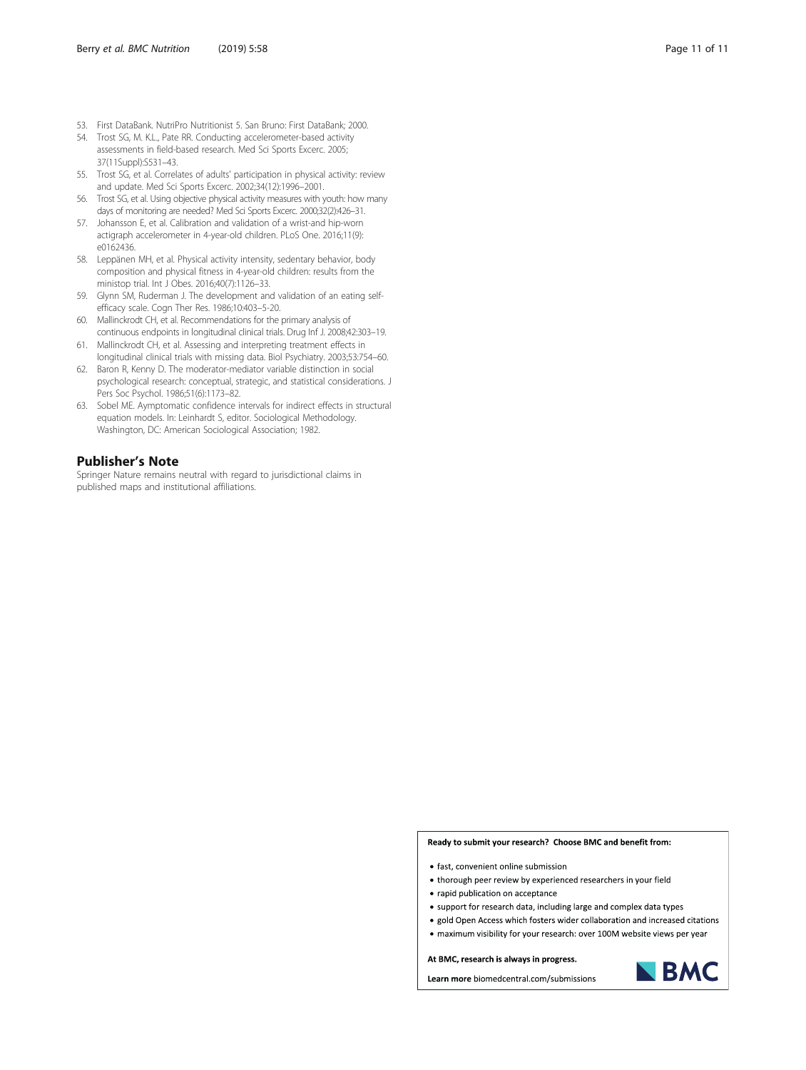53. First DataBank. NutriPro Nutritionist 5. San Bruno: First DataBank; 2000.
54. Trost SG, M. K.L., Pate RR. Conducting accelerometer-based activity assessments in field-based research. Med Sci Sports Excerc. 2005; 37(11Suppl):S531–43.
55. Trost SG, et al. Correlates of adults' participation in physical activity: review and update. Med Sci Sports Excerc. 2002;34(12):1996–2001.
56. Trost SG, et al. Using objective physical activity measures with youth: how many days of monitoring are needed? Med Sci Sports Excerc. 2000;32(2):426–31.
57. Johansson E, et al. Calibration and validation of a wrist-and hip-worn actigraph accelerometer in 4-year-old children. PLoS One. 2016;11(9): e0162436.
58. Leppänen MH, et al. Physical activity intensity, sedentary behavior, body composition and physical fitness in 4-year-old children: results from the ministop trial. Int J Obes. 2016;40(7):1126–33.
59. Glynn SM, Ruderman J. The development and validation of an eating self-efficacy scale. Cogn Ther Res. 1986;10:403–5-20.
60. Mallinckrodt CH, et al. Recommendations for the primary analysis of continuous endpoints in longitudinal clinical trials. Drug Inf J. 2008;42:303–19.
61. Mallinckrodt CH, et al. Assessing and interpreting treatment effects in longitudinal clinical trials with missing data. Biol Psychiatry. 2003;53:754–60.
62. Baron R, Kenny D. The moderator-mediator variable distinction in social psychological research: conceptual, strategic, and statistical considerations. J Pers Soc Psychol. 1986;51(6):1173–82.
63. Sobel ME. Aymptomatic confidence intervals for indirect effects in structural equation models. In: Leinhardt S, editor. Sociological Methodology. Washington, DC: American Sociological Association; 1982.

## Publisher's Note

Springer Nature remains neutral with regard to jurisdictional claims in published maps and institutional affiliations.

**Ready to submit your research? Choose BMC and benefit from:**

- fast, convenient online submission
- thorough peer review by experienced researchers in your field
- rapid publication on acceptance
- support for research data, including large and complex data types
- gold Open Access which fosters wider collaboration and increased citations
- maximum visibility for your research: over 100M website views per year

**At BMC, research is always in progress.**

**Learn more** biomedcentral.com/submissions

BMC